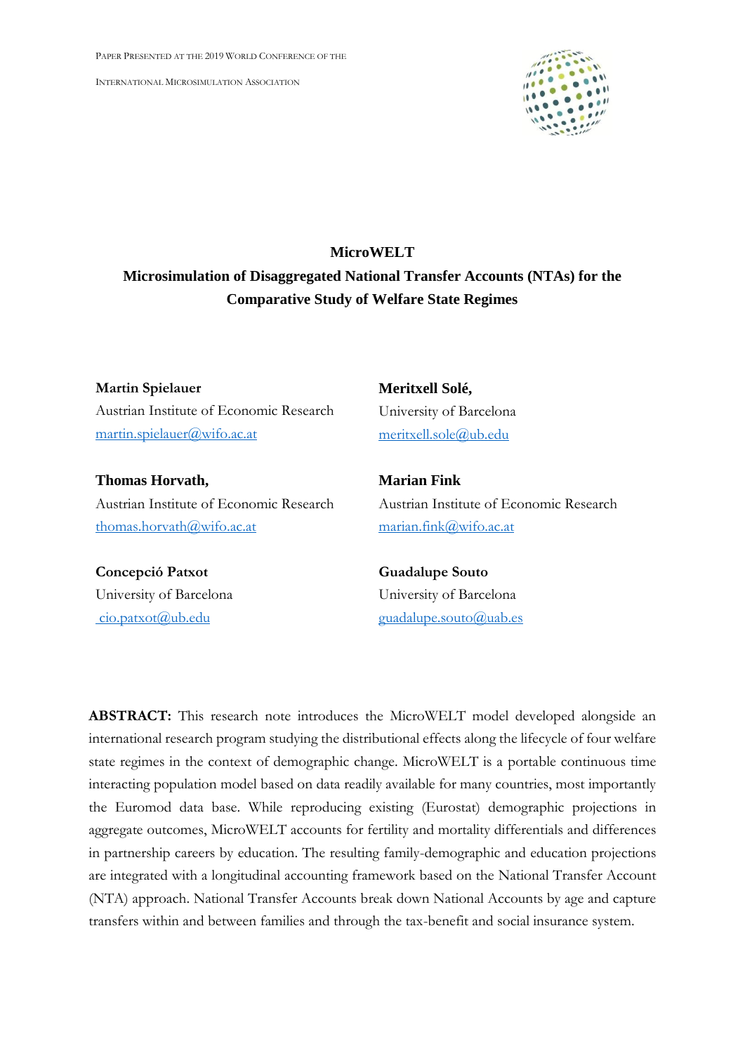PAPER PRESENTED AT THE 2019 WORLD CONFERENCE OF THE

INTERNATIONAL MICROSIMULATION ASSOCIATION

# MicroWELT
## Microsimulation of Disaggregated National Transfer Accounts (NTAs) for the Comparative Study of Welfare State Regimes

**Martin Spielauer**
Austrian Institute of Economic Research
martin.spielauer@wifo.ac.at

**Meritxell Solé,**
University of Barcelona
meritxell.sole@ub.edu

**Thomas Horvath,**
Austrian Institute of Economic Research
thomas.horvath@wifo.ac.at

**Marian Fink**
Austrian Institute of Economic Research
marian.fink@wifo.ac.at

**Concepció Patxot**
University of Barcelona
cio.patxot@ub.edu

**Guadalupe Souto**
University of Barcelona
guadalupe.souto@uab.es

**ABSTRACT:** This research note introduces the MicroWELT model developed alongside an international research program studying the distributional effects along the lifecycle of four welfare state regimes in the context of demographic change. MicroWELT is a portable continuous time interacting population model based on data readily available for many countries, most importantly the Euromod data base. While reproducing existing (Eurostat) demographic projections in aggregate outcomes, MicroWELT accounts for fertility and mortality differentials and differences in partnership careers by education. The resulting family-demographic and education projections are integrated with a longitudinal accounting framework based on the National Transfer Account (NTA) approach. National Transfer Accounts break down National Accounts by age and capture transfers within and between families and through the tax-benefit and social insurance system.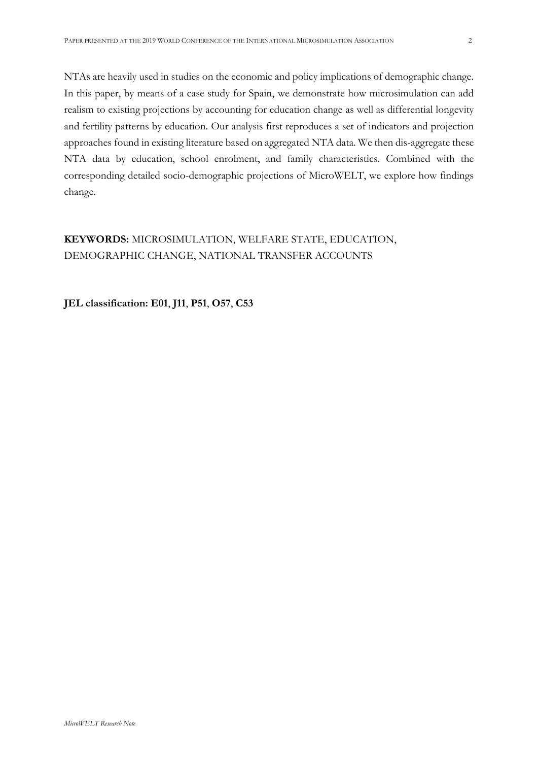NTAs are heavily used in studies on the economic and policy implications of demographic change. In this paper, by means of a case study for Spain, we demonstrate how microsimulation can add realism to existing projections by accounting for education change as well as differential longevity and fertility patterns by education. Our analysis first reproduces a set of indicators and projection approaches found in existing literature based on aggregated NTA data. We then dis-aggregate these NTA data by education, school enrolment, and family characteristics. Combined with the corresponding detailed socio-demographic projections of MicroWELT, we explore how findings change.

**KEYWORDS:** MICROSIMULATION, WELFARE STATE, EDUCATION, DEMOGRAPHIC CHANGE, NATIONAL TRANSFER ACCOUNTS

**JEL classification: E01**, **J11**, **P51**, **O57**, **C53**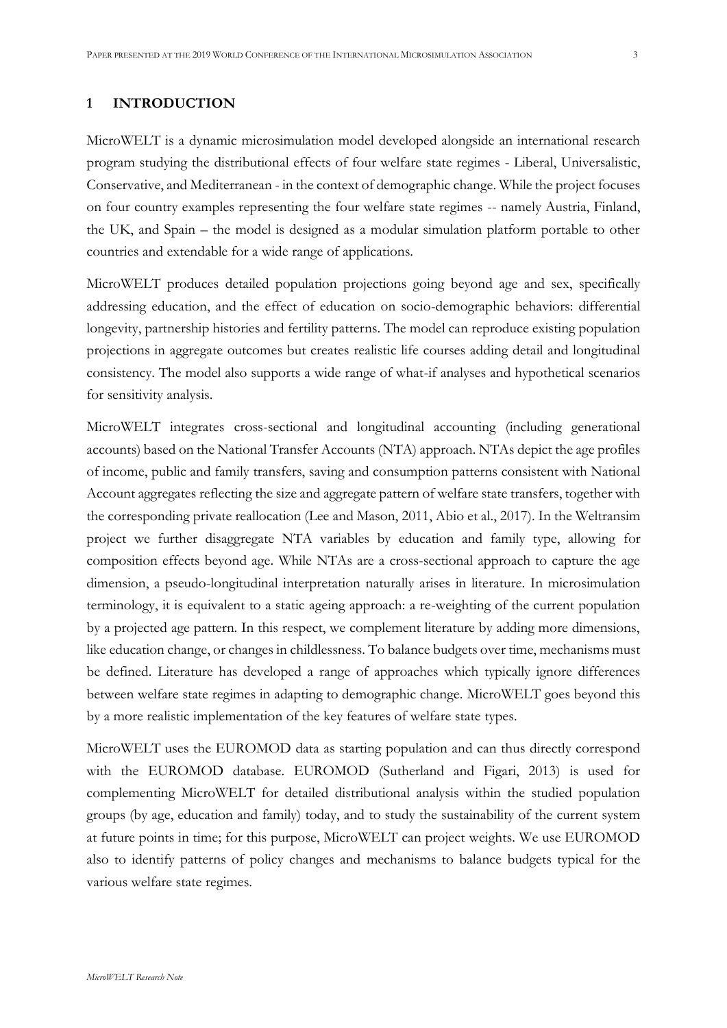# 1 INTRODUCTION

MicroWELT is a dynamic microsimulation model developed alongside an international research program studying the distributional effects of four welfare state regimes - Liberal, Universalistic, Conservative, and Mediterranean - in the context of demographic change. While the project focuses on four country examples representing the four welfare state regimes -- namely Austria, Finland, the UK, and Spain – the model is designed as a modular simulation platform portable to other countries and extendable for a wide range of applications.

MicroWELT produces detailed population projections going beyond age and sex, specifically addressing education, and the effect of education on socio-demographic behaviors: differential longevity, partnership histories and fertility patterns. The model can reproduce existing population projections in aggregate outcomes but creates realistic life courses adding detail and longitudinal consistency. The model also supports a wide range of what-if analyses and hypothetical scenarios for sensitivity analysis.

MicroWELT integrates cross-sectional and longitudinal accounting (including generational accounts) based on the National Transfer Accounts (NTA) approach. NTAs depict the age profiles of income, public and family transfers, saving and consumption patterns consistent with National Account aggregates reflecting the size and aggregate pattern of welfare state transfers, together with the corresponding private reallocation (Lee and Mason, 2011, Abio et al., 2017). In the Weltransim project we further disaggregate NTA variables by education and family type, allowing for composition effects beyond age. While NTAs are a cross-sectional approach to capture the age dimension, a pseudo-longitudinal interpretation naturally arises in literature. In microsimulation terminology, it is equivalent to a static ageing approach: a re-weighting of the current population by a projected age pattern. In this respect, we complement literature by adding more dimensions, like education change, or changes in childlessness. To balance budgets over time, mechanisms must be defined. Literature has developed a range of approaches which typically ignore differences between welfare state regimes in adapting to demographic change. MicroWELT goes beyond this by a more realistic implementation of the key features of welfare state types.

MicroWELT uses the EUROMOD data as starting population and can thus directly correspond with the EUROMOD database. EUROMOD (Sutherland and Figari, 2013) is used for complementing MicroWELT for detailed distributional analysis within the studied population groups (by age, education and family) today, and to study the sustainability of the current system at future points in time; for this purpose, MicroWELT can project weights. We use EUROMOD also to identify patterns of policy changes and mechanisms to balance budgets typical for the various welfare state regimes.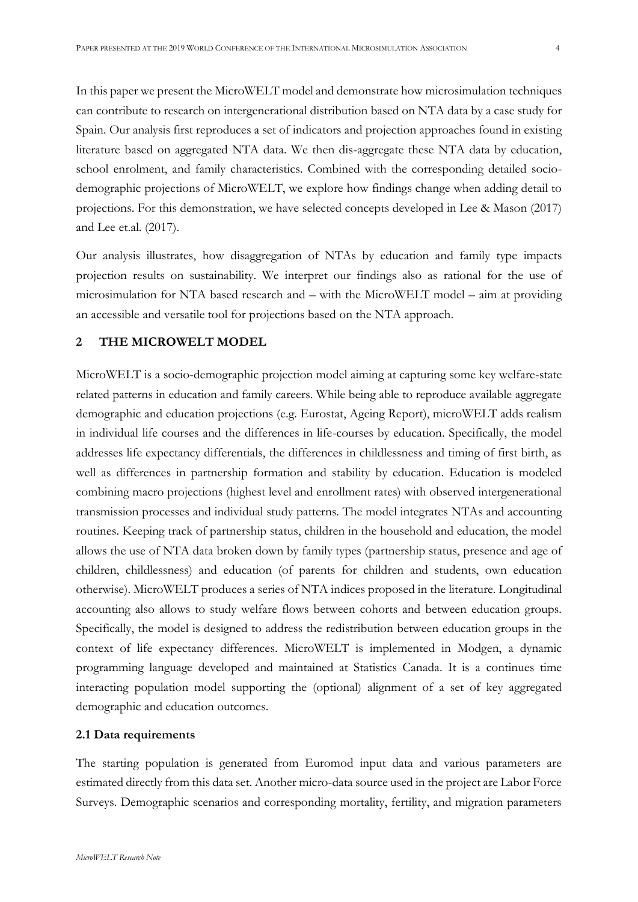In this paper we present the MicroWELT model and demonstrate how microsimulation techniques can contribute to research on intergenerational distribution based on NTA data by a case study for Spain. Our analysis first reproduces a set of indicators and projection approaches found in existing literature based on aggregated NTA data. We then dis-aggregate these NTA data by education, school enrolment, and family characteristics. Combined with the corresponding detailed socio-demographic projections of MicroWELT, we explore how findings change when adding detail to projections. For this demonstration, we have selected concepts developed in Lee & Mason (2017) and Lee et.al. (2017).

Our analysis illustrates, how disaggregation of NTAs by education and family type impacts projection results on sustainability. We interpret our findings also as rational for the use of microsimulation for NTA based research and – with the MicroWELT model – aim at providing an accessible and versatile tool for projections based on the NTA approach.

## 2 THE MICROWELT MODEL

MicroWELT is a socio-demographic projection model aiming at capturing some key welfare-state related patterns in education and family careers. While being able to reproduce available aggregate demographic and education projections (e.g. Eurostat, Ageing Report), microWELT adds realism in individual life courses and the differences in life-courses by education. Specifically, the model addresses life expectancy differentials, the differences in childlessness and timing of first birth, as well as differences in partnership formation and stability by education. Education is modeled combining macro projections (highest level and enrollment rates) with observed intergenerational transmission processes and individual study patterns. The model integrates NTAs and accounting routines. Keeping track of partnership status, children in the household and education, the model allows the use of NTA data broken down by family types (partnership status, presence and age of children, childlessness) and education (of parents for children and students, own education otherwise). MicroWELT produces a series of NTA indices proposed in the literature. Longitudinal accounting also allows to study welfare flows between cohorts and between education groups. Specifically, the model is designed to address the redistribution between education groups in the context of life expectancy differences. MicroWELT is implemented in Modgen, a dynamic programming language developed and maintained at Statistics Canada. It is a continues time interacting population model supporting the (optional) alignment of a set of key aggregated demographic and education outcomes.

### 2.1 Data requirements

The starting population is generated from Euromod input data and various parameters are estimated directly from this data set. Another micro-data source used in the project are Labor Force Surveys. Demographic scenarios and corresponding mortality, fertility, and migration parameters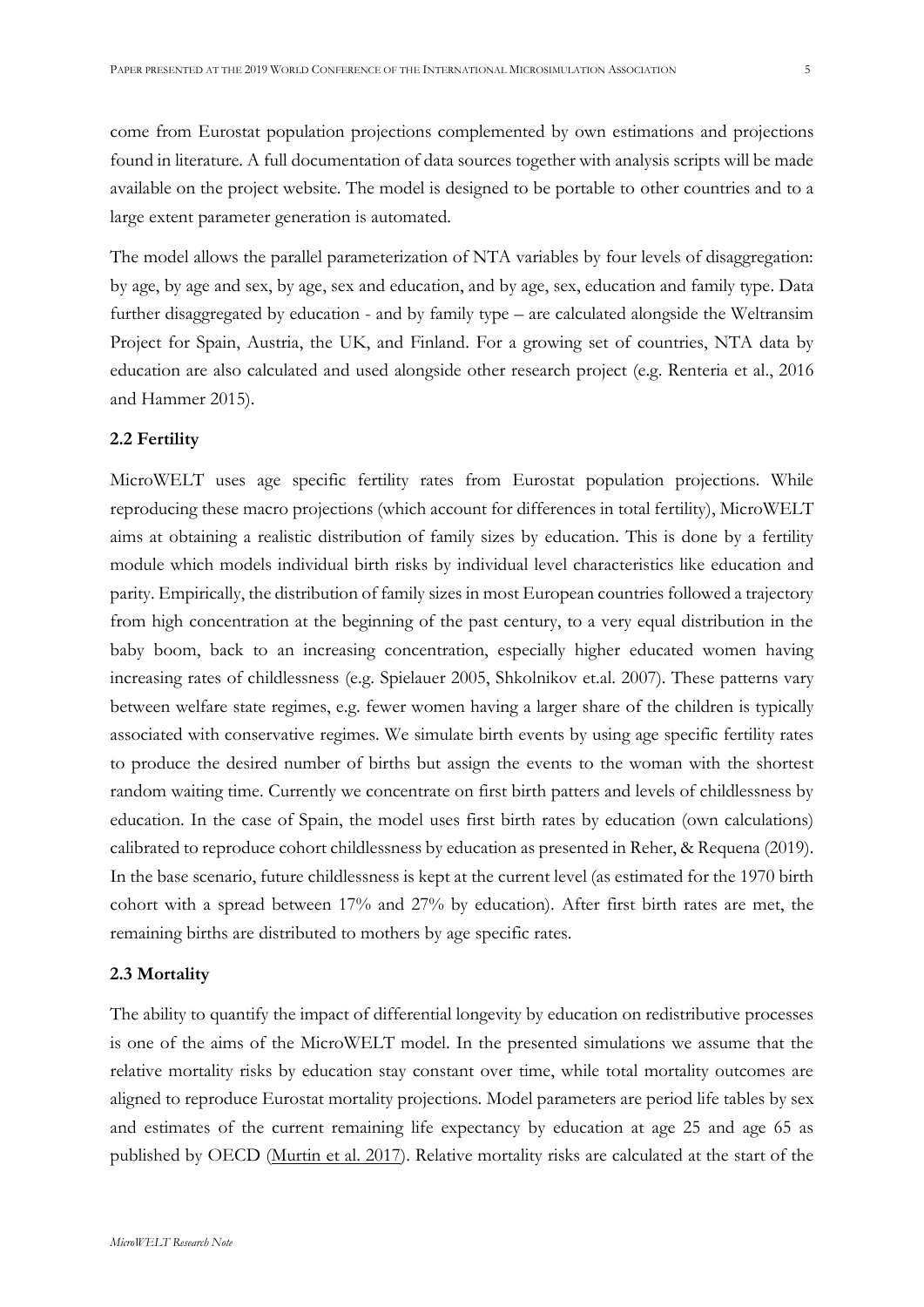come from Eurostat population projections complemented by own estimations and projections found in literature. A full documentation of data sources together with analysis scripts will be made available on the project website. The model is designed to be portable to other countries and to a large extent parameter generation is automated.

The model allows the parallel parameterization of NTA variables by four levels of disaggregation: by age, by age and sex, by age, sex and education, and by age, sex, education and family type. Data further disaggregated by education - and by family type – are calculated alongside the Weltransim Project for Spain, Austria, the UK, and Finland. For a growing set of countries, NTA data by education are also calculated and used alongside other research project (e.g. Renteria et al., 2016 and Hammer 2015).

### 2.2 Fertility

MicroWELT uses age specific fertility rates from Eurostat population projections. While reproducing these macro projections (which account for differences in total fertility), MicroWELT aims at obtaining a realistic distribution of family sizes by education. This is done by a fertility module which models individual birth risks by individual level characteristics like education and parity. Empirically, the distribution of family sizes in most European countries followed a trajectory from high concentration at the beginning of the past century, to a very equal distribution in the baby boom, back to an increasing concentration, especially higher educated women having increasing rates of childlessness (e.g. Spielauer 2005, Shkolnikov et.al. 2007). These patterns vary between welfare state regimes, e.g. fewer women having a larger share of the children is typically associated with conservative regimes. We simulate birth events by using age specific fertility rates to produce the desired number of births but assign the events to the woman with the shortest random waiting time. Currently we concentrate on first birth patters and levels of childlessness by education. In the case of Spain, the model uses first birth rates by education (own calculations) calibrated to reproduce cohort childlessness by education as presented in Reher, & Requena (2019). In the base scenario, future childlessness is kept at the current level (as estimated for the 1970 birth cohort with a spread between 17% and 27% by education). After first birth rates are met, the remaining births are distributed to mothers by age specific rates.

### 2.3 Mortality

The ability to quantify the impact of differential longevity by education on redistributive processes is one of the aims of the MicroWELT model. In the presented simulations we assume that the relative mortality risks by education stay constant over time, while total mortality outcomes are aligned to reproduce Eurostat mortality projections. Model parameters are period life tables by sex and estimates of the current remaining life expectancy by education at age 25 and age 65 as published by OECD (Murtin et al. 2017). Relative mortality risks are calculated at the start of the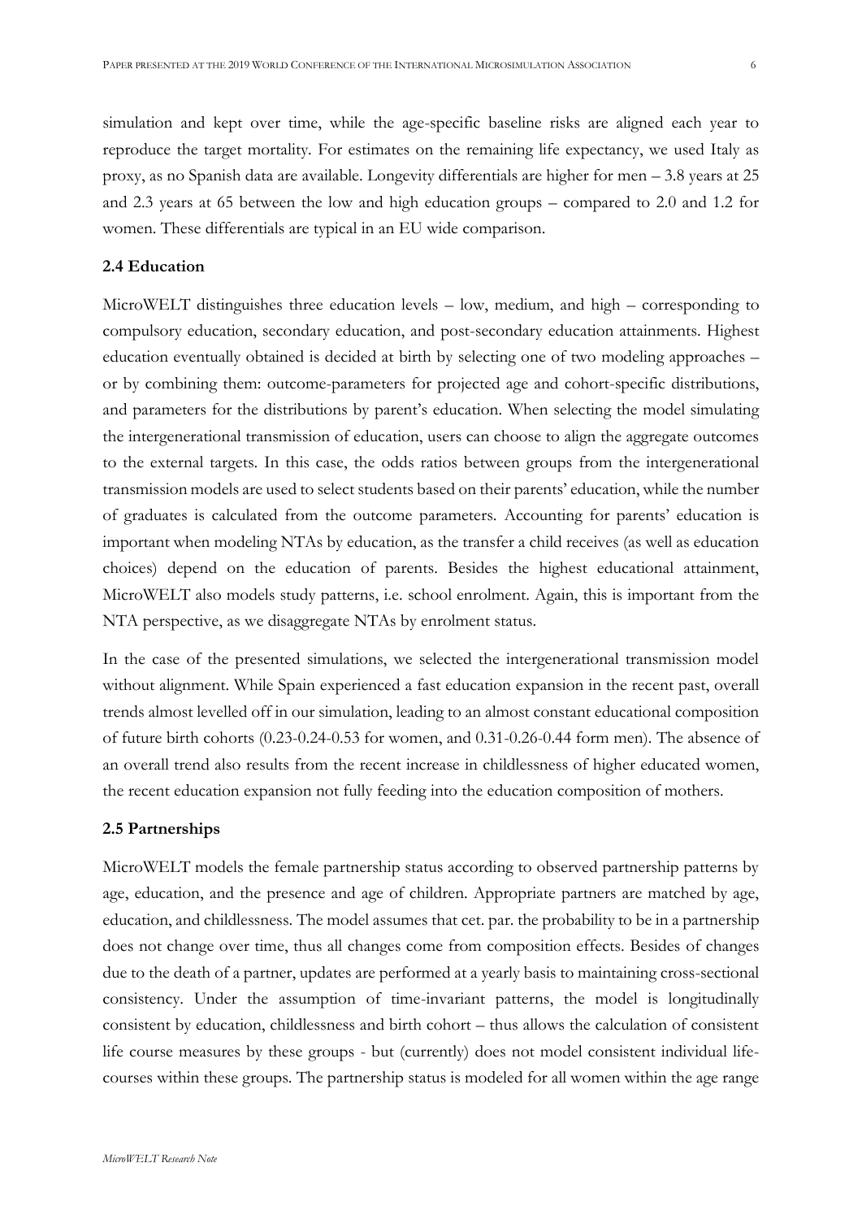simulation and kept over time, while the age-specific baseline risks are aligned each year to reproduce the target mortality. For estimates on the remaining life expectancy, we used Italy as proxy, as no Spanish data are available. Longevity differentials are higher for men – 3.8 years at 25 and 2.3 years at 65 between the low and high education groups – compared to 2.0 and 1.2 for women. These differentials are typical in an EU wide comparison.

### 2.4 Education

MicroWELT distinguishes three education levels – low, medium, and high – corresponding to compulsory education, secondary education, and post-secondary education attainments. Highest education eventually obtained is decided at birth by selecting one of two modeling approaches – or by combining them: outcome-parameters for projected age and cohort-specific distributions, and parameters for the distributions by parent's education. When selecting the model simulating the intergenerational transmission of education, users can choose to align the aggregate outcomes to the external targets. In this case, the odds ratios between groups from the intergenerational transmission models are used to select students based on their parents' education, while the number of graduates is calculated from the outcome parameters. Accounting for parents' education is important when modeling NTAs by education, as the transfer a child receives (as well as education choices) depend on the education of parents. Besides the highest educational attainment, MicroWELT also models study patterns, i.e. school enrolment. Again, this is important from the NTA perspective, as we disaggregate NTAs by enrolment status.

In the case of the presented simulations, we selected the intergenerational transmission model without alignment. While Spain experienced a fast education expansion in the recent past, overall trends almost levelled off in our simulation, leading to an almost constant educational composition of future birth cohorts (0.23-0.24-0.53 for women, and 0.31-0.26-0.44 form men). The absence of an overall trend also results from the recent increase in childlessness of higher educated women, the recent education expansion not fully feeding into the education composition of mothers.

### 2.5 Partnerships

MicroWELT models the female partnership status according to observed partnership patterns by age, education, and the presence and age of children. Appropriate partners are matched by age, education, and childlessness. The model assumes that cet. par. the probability to be in a partnership does not change over time, thus all changes come from composition effects. Besides of changes due to the death of a partner, updates are performed at a yearly basis to maintaining cross-sectional consistency. Under the assumption of time-invariant patterns, the model is longitudinally consistent by education, childlessness and birth cohort – thus allows the calculation of consistent life course measures by these groups - but (currently) does not model consistent individual life-courses within these groups. The partnership status is modeled for all women within the age range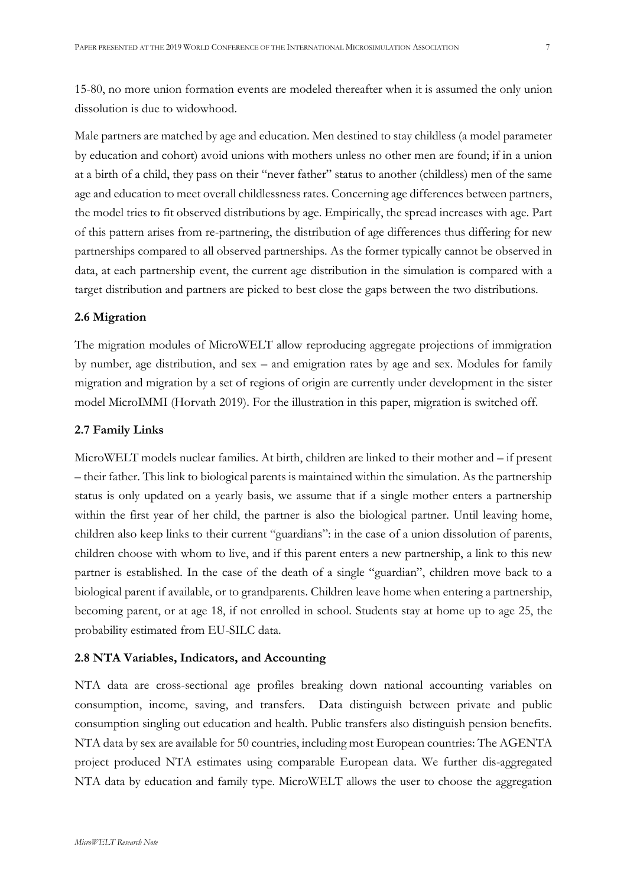15-80, no more union formation events are modeled thereafter when it is assumed the only union dissolution is due to widowhood.

Male partners are matched by age and education. Men destined to stay childless (a model parameter by education and cohort) avoid unions with mothers unless no other men are found; if in a union at a birth of a child, they pass on their "never father" status to another (childless) men of the same age and education to meet overall childlessness rates. Concerning age differences between partners, the model tries to fit observed distributions by age. Empirically, the spread increases with age. Part of this pattern arises from re-partnering, the distribution of age differences thus differing for new partnerships compared to all observed partnerships. As the former typically cannot be observed in data, at each partnership event, the current age distribution in the simulation is compared with a target distribution and partners are picked to best close the gaps between the two distributions.

### 2.6 Migration

The migration modules of MicroWELT allow reproducing aggregate projections of immigration by number, age distribution, and sex – and emigration rates by age and sex. Modules for family migration and migration by a set of regions of origin are currently under development in the sister model MicroIMMI (Horvath 2019). For the illustration in this paper, migration is switched off.

### 2.7 Family Links

MicroWELT models nuclear families. At birth, children are linked to their mother and – if present – their father. This link to biological parents is maintained within the simulation. As the partnership status is only updated on a yearly basis, we assume that if a single mother enters a partnership within the first year of her child, the partner is also the biological partner. Until leaving home, children also keep links to their current "guardians": in the case of a union dissolution of parents, children choose with whom to live, and if this parent enters a new partnership, a link to this new partner is established. In the case of the death of a single "guardian", children move back to a biological parent if available, or to grandparents. Children leave home when entering a partnership, becoming parent, or at age 18, if not enrolled in school. Students stay at home up to age 25, the probability estimated from EU-SILC data.

### 2.8 NTA Variables, Indicators, and Accounting

NTA data are cross-sectional age profiles breaking down national accounting variables on consumption, income, saving, and transfers. Data distinguish between private and public consumption singling out education and health. Public transfers also distinguish pension benefits. NTA data by sex are available for 50 countries, including most European countries: The AGENTA project produced NTA estimates using comparable European data. We further dis-aggregated NTA data by education and family type. MicroWELT allows the user to choose the aggregation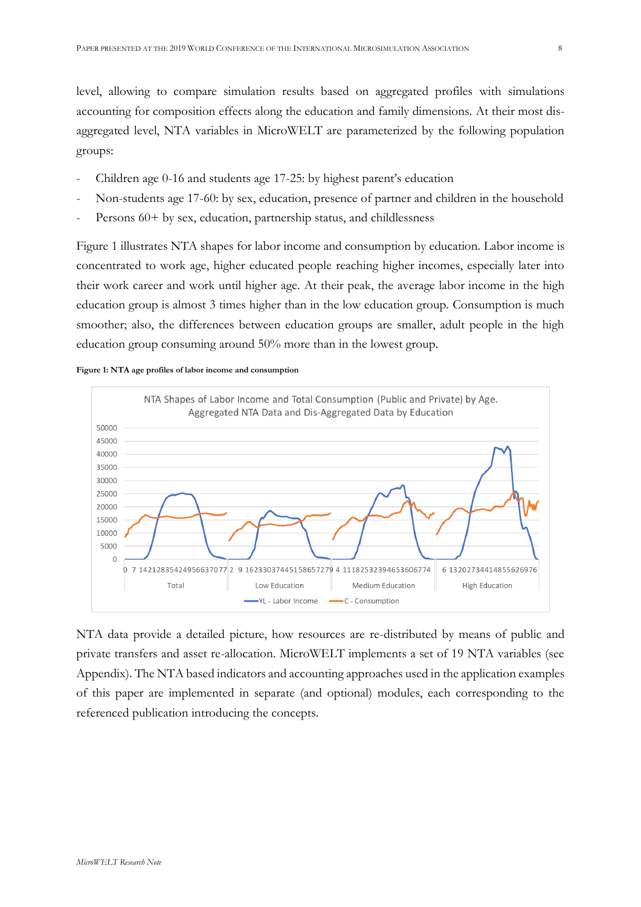level, allowing to compare simulation results based on aggregated profiles with simulations accounting for composition effects along the education and family dimensions. At their most dis-aggregated level, NTA variables in MicroWELT are parameterized by the following population groups:

- Children age 0-16 and students age 17-25: by highest parent's education
- Non-students age 17-60: by sex, education, presence of partner and children in the household
- Persons 60+ by sex, education, partnership status, and childlessness

Figure 1 illustrates NTA shapes for labor income and consumption by education. Labor income is concentrated to work age, higher educated people reaching higher incomes, especially later into their work career and work until higher age. At their peak, the average labor income in the high education group is almost 3 times higher than in the low education group. Consumption is much smoother; also, the differences between education groups are smaller, adult people in the high education group consuming around 50% more than in the lowest group.

**Figure 1: NTA age profiles of labor income and consumption**

NTA Shapes of Labor Income and Total Consumption (Public and Private) by Age.
Aggregated NTA Data and Dis-Aggregated Data by Education

50000
45000
40000
35000
30000
25000
20000
15000
10000
5000
0

0 7 14212835424956637077 2 9 16233037445158657279 4 11182532394653606774 6 13202734414855626976

Total
Low Education
Medium Education
High Education

YL - Labor Income
C - Consumption

NTA data provide a detailed picture, how resources are re-distributed by means of public and private transfers and asset re-allocation. MicroWELT implements a set of 19 NTA variables (see Appendix). The NTA based indicators and accounting approaches used in the application examples of this paper are implemented in separate (and optional) modules, each corresponding to the referenced publication introducing the concepts.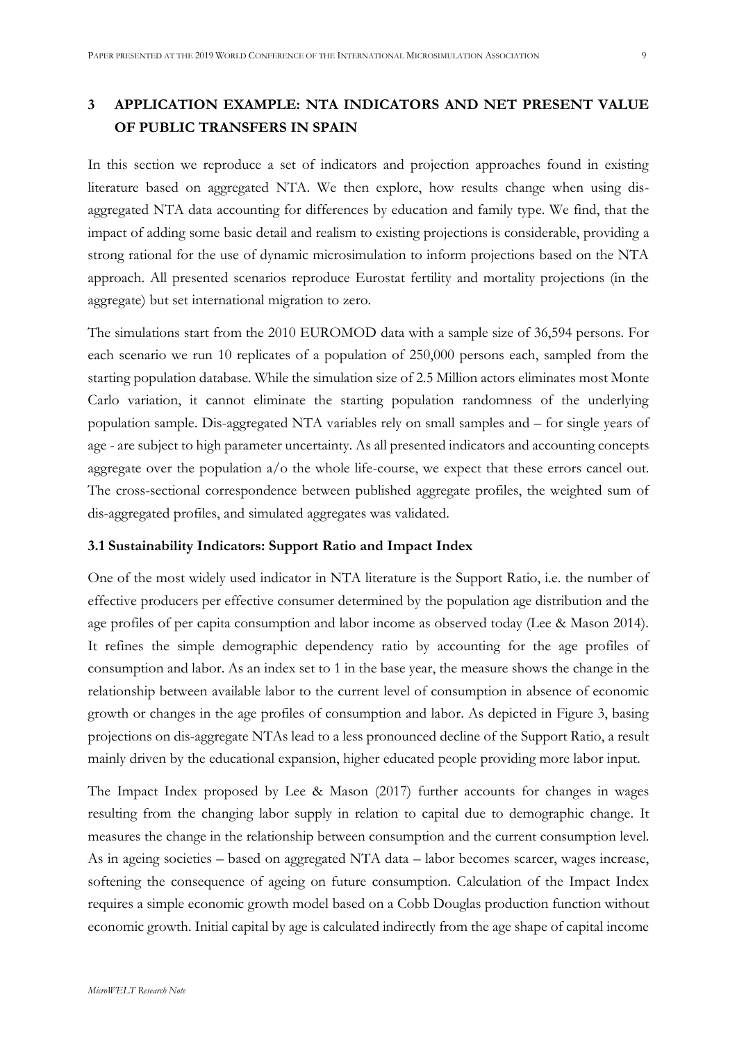## 3 APPLICATION EXAMPLE: NTA INDICATORS AND NET PRESENT VALUE OF PUBLIC TRANSFERS IN SPAIN

In this section we reproduce a set of indicators and projection approaches found in existing literature based on aggregated NTA. We then explore, how results change when using dis-aggregated NTA data accounting for differences by education and family type. We find, that the impact of adding some basic detail and realism to existing projections is considerable, providing a strong rational for the use of dynamic microsimulation to inform projections based on the NTA approach. All presented scenarios reproduce Eurostat fertility and mortality projections (in the aggregate) but set international migration to zero.

The simulations start from the 2010 EUROMOD data with a sample size of 36,594 persons. For each scenario we run 10 replicates of a population of 250,000 persons each, sampled from the starting population database. While the simulation size of 2.5 Million actors eliminates most Monte Carlo variation, it cannot eliminate the starting population randomness of the underlying population sample. Dis-aggregated NTA variables rely on small samples and – for single years of age - are subject to high parameter uncertainty. As all presented indicators and accounting concepts aggregate over the population a/o the whole life-course, we expect that these errors cancel out. The cross-sectional correspondence between published aggregate profiles, the weighted sum of dis-aggregated profiles, and simulated aggregates was validated.

### 3.1 Sustainability Indicators: Support Ratio and Impact Index

One of the most widely used indicator in NTA literature is the Support Ratio, i.e. the number of effective producers per effective consumer determined by the population age distribution and the age profiles of per capita consumption and labor income as observed today (Lee & Mason 2014). It refines the simple demographic dependency ratio by accounting for the age profiles of consumption and labor. As an index set to 1 in the base year, the measure shows the change in the relationship between available labor to the current level of consumption in absence of economic growth or changes in the age profiles of consumption and labor. As depicted in Figure 3, basing projections on dis-aggregate NTAs lead to a less pronounced decline of the Support Ratio, a result mainly driven by the educational expansion, higher educated people providing more labor input.

The Impact Index proposed by Lee & Mason (2017) further accounts for changes in wages resulting from the changing labor supply in relation to capital due to demographic change. It measures the change in the relationship between consumption and the current consumption level. As in ageing societies – based on aggregated NTA data – labor becomes scarcer, wages increase, softening the consequence of ageing on future consumption. Calculation of the Impact Index requires a simple economic growth model based on a Cobb Douglas production function without economic growth. Initial capital by age is calculated indirectly from the age shape of capital income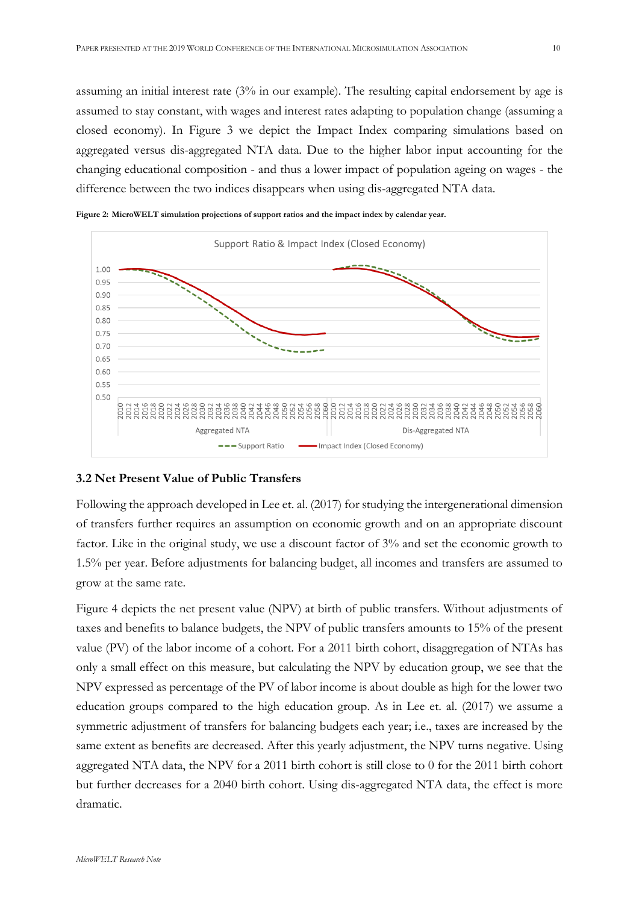assuming an initial interest rate (3% in our example). The resulting capital endorsement by age is assumed to stay constant, with wages and interest rates adapting to population change (assuming a closed economy). In Figure 3 we depict the Impact Index comparing simulations based on aggregated versus dis-aggregated NTA data. Due to the higher labor input accounting for the changing educational composition - and thus a lower impact of population ageing on wages - the difference between the two indices disappears when using dis-aggregated NTA data.

**Figure 2: MicroWELT simulation projections of support ratios and the impact index by calendar year.**

Support Ratio & Impact Index (Closed Economy)

1.00
0.95
0.90
0.85
0.80
0.75
0.70
0.65
0.60
0.55
0.50

2010 2012 2014 2016 2018 2020 2022 2024 2026 2028 2030 2032 2034 2036 2038 2040 2042 2044 2046 2048 2050 2052 2054 2056 2058 2060 2010 2012 2014 2016 2018 2020 2022 2024 2026 2028 2030 2032 2034 2036 2038 2040 2042 2044 2046 2048 2050 2052 2054 2056 2058 2060

Aggregated NTA

Dis-Aggregated NTA

Support Ratio

Impact Index (Closed Economy)

### 3.2 Net Present Value of Public Transfers

Following the approach developed in Lee et. al. (2017) for studying the intergenerational dimension of transfers further requires an assumption on economic growth and on an appropriate discount factor. Like in the original study, we use a discount factor of 3% and set the economic growth to 1.5% per year. Before adjustments for balancing budget, all incomes and transfers are assumed to grow at the same rate.

Figure 4 depicts the net present value (NPV) at birth of public transfers. Without adjustments of taxes and benefits to balance budgets, the NPV of public transfers amounts to 15% of the present value (PV) of the labor income of a cohort. For a 2011 birth cohort, disaggregation of NTAs has only a small effect on this measure, but calculating the NPV by education group, we see that the NPV expressed as percentage of the PV of labor income is about double as high for the lower two education groups compared to the high education group. As in Lee et. al. (2017) we assume a symmetric adjustment of transfers for balancing budgets each year; i.e., taxes are increased by the same extent as benefits are decreased. After this yearly adjustment, the NPV turns negative. Using aggregated NTA data, the NPV for a 2011 birth cohort is still close to 0 for the 2011 birth cohort but further decreases for a 2040 birth cohort. Using dis-aggregated NTA data, the effect is more dramatic.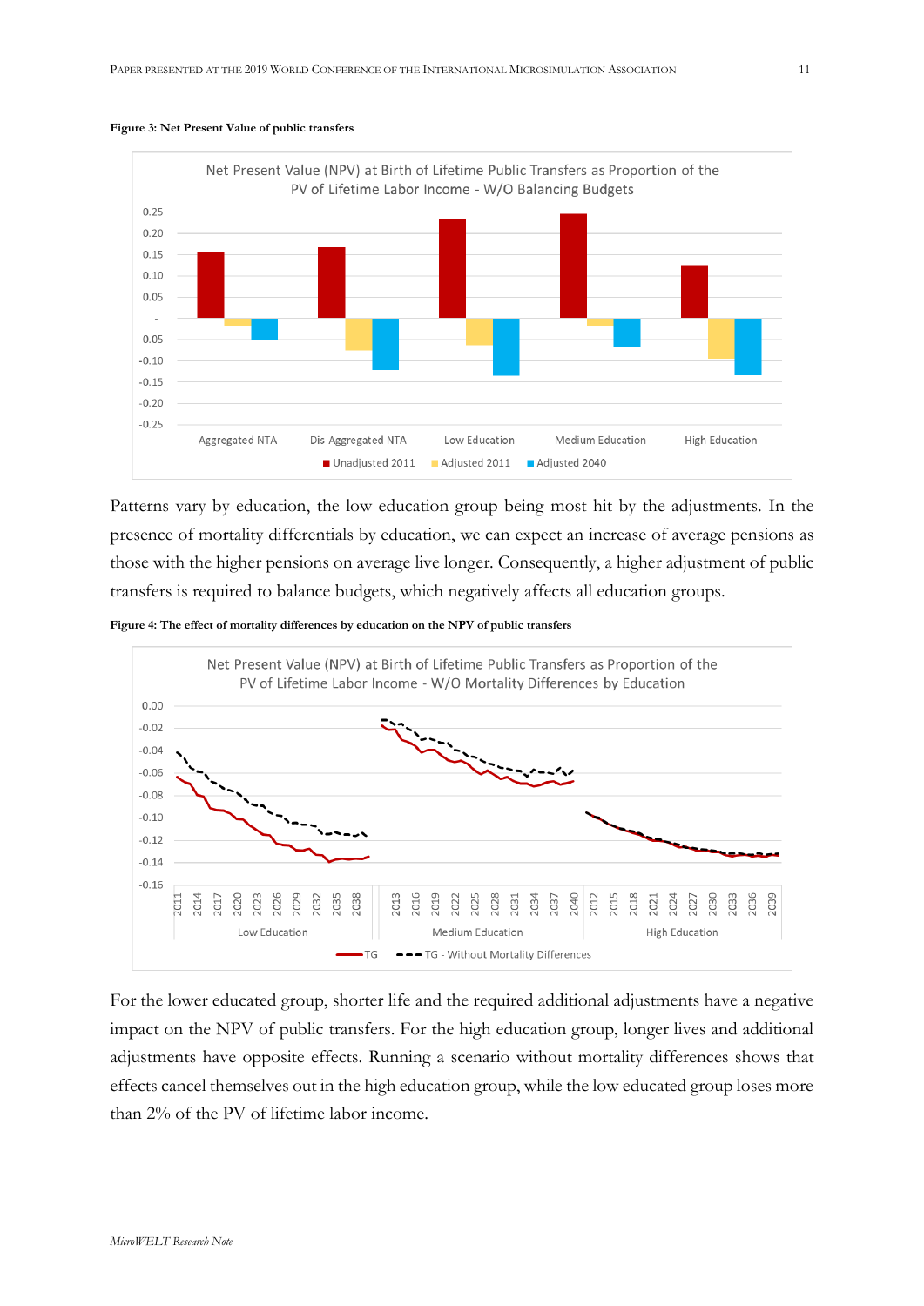**Figure 3: Net Present Value of public transfers**

Net Present Value (NPV) at Birth of Lifetime Public Transfers as Proportion of the PV of Lifetime Labor Income - W/O Balancing Budgets

0.25
0.20
0.15
0.10
0.05
-
-0.05
-0.10
-0.15
-0.20
-0.25

Aggregated NTA
Dis-Aggregated NTA
Low Education
Medium Education
High Education

Unadjusted 2011
Adjusted 2011
Adjusted 2040

Patterns vary by education, the low education group being most hit by the adjustments. In the presence of mortality differentials by education, we can expect an increase of average pensions as those with the higher pensions on average live longer. Consequently, a higher adjustment of public transfers is required to balance budgets, which negatively affects all education groups.

**Figure 4: The effect of mortality differences by education on the NPV of public transfers**

Net Present Value (NPV) at Birth of Lifetime Public Transfers as Proportion of the PV of Lifetime Labor Income - W/O Mortality Differences by Education

0.00
-0.02
-0.04
-0.06
-0.08
-0.10
-0.12
-0.14
-0.16

2011 2014 2017 2020 2023 2026 2029 2032 2035 2038
Low Education

2013 2016 2019 2022 2025 2028 2031 2034 2037 2040
Medium Education

2012 2015 2018 2021 2024 2027 2030 2033 2036 2039
High Education

TG
TG - Without Mortality Differences

For the lower educated group, shorter life and the required additional adjustments have a negative impact on the NPV of public transfers. For the high education group, longer lives and additional adjustments have opposite effects. Running a scenario without mortality differences shows that effects cancel themselves out in the high education group, while the low educated group loses more than 2% of the PV of lifetime labor income.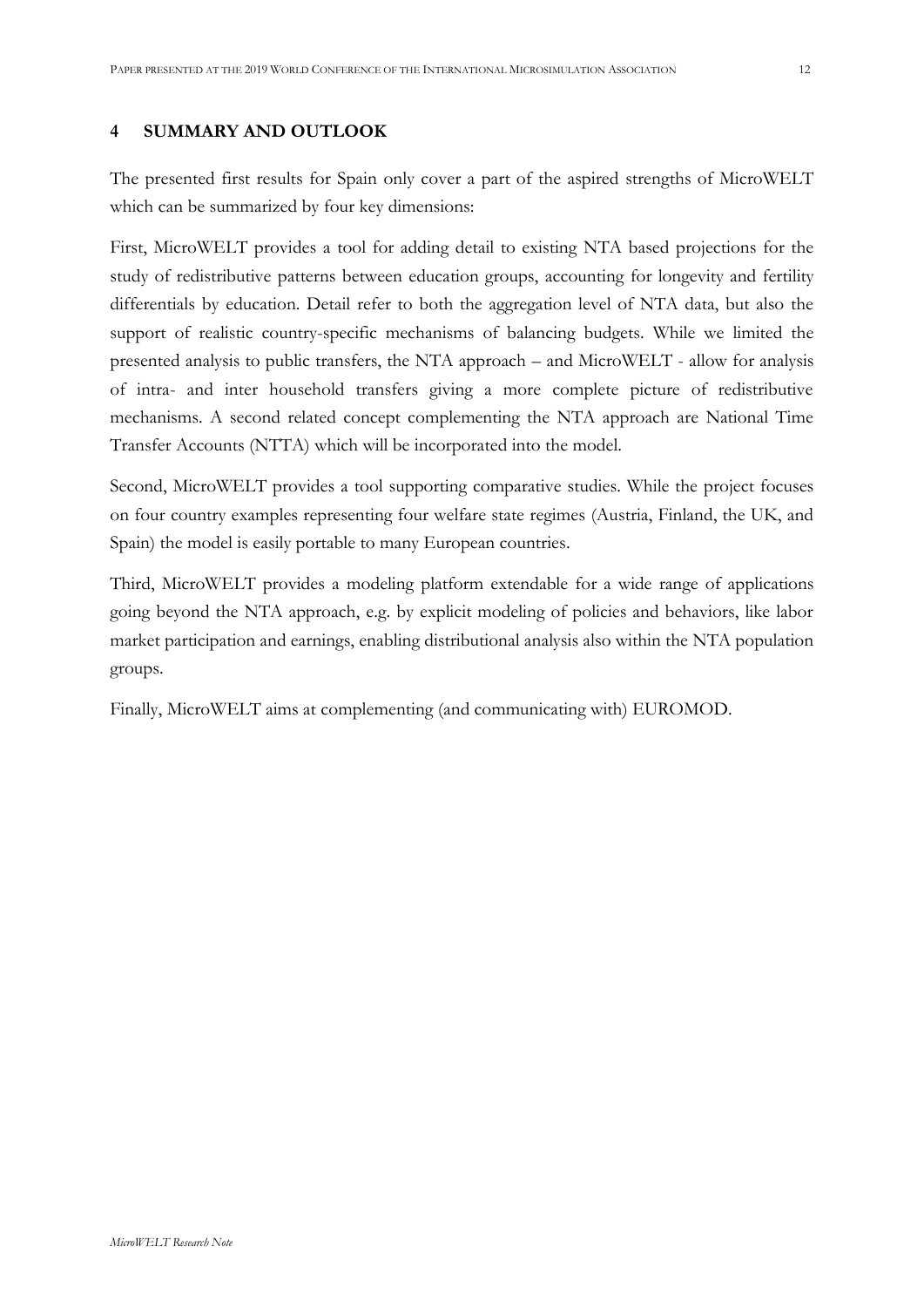## 4 SUMMARY AND OUTLOOK

The presented first results for Spain only cover a part of the aspired strengths of MicroWELT which can be summarized by four key dimensions:

First, MicroWELT provides a tool for adding detail to existing NTA based projections for the study of redistributive patterns between education groups, accounting for longevity and fertility differentials by education. Detail refer to both the aggregation level of NTA data, but also the support of realistic country-specific mechanisms of balancing budgets. While we limited the presented analysis to public transfers, the NTA approach – and MicroWELT - allow for analysis of intra- and inter household transfers giving a more complete picture of redistributive mechanisms. A second related concept complementing the NTA approach are National Time Transfer Accounts (NTTA) which will be incorporated into the model.

Second, MicroWELT provides a tool supporting comparative studies. While the project focuses on four country examples representing four welfare state regimes (Austria, Finland, the UK, and Spain) the model is easily portable to many European countries.

Third, MicroWELT provides a modeling platform extendable for a wide range of applications going beyond the NTA approach, e.g. by explicit modeling of policies and behaviors, like labor market participation and earnings, enabling distributional analysis also within the NTA population groups.

Finally, MicroWELT aims at complementing (and communicating with) EUROMOD.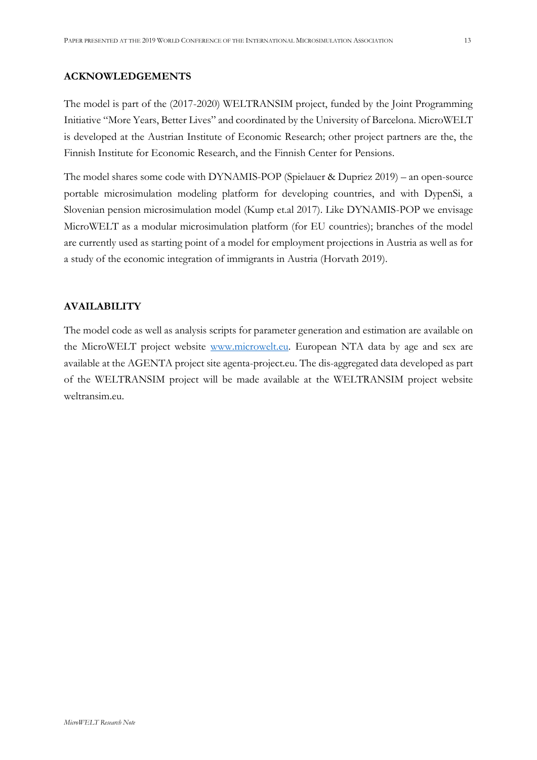## ACKNOWLEDGEMENTS

The model is part of the (2017-2020) WELTRANSIM project, funded by the Joint Programming Initiative "More Years, Better Lives" and coordinated by the University of Barcelona. MicroWELT is developed at the Austrian Institute of Economic Research; other project partners are the, the Finnish Institute for Economic Research, and the Finnish Center for Pensions.

The model shares some code with DYNAMIS-POP (Spielauer & Dupriez 2019) – an open-source portable microsimulation modeling platform for developing countries, and with DypenSi, a Slovenian pension microsimulation model (Kump et.al 2017). Like DYNAMIS-POP we envisage MicroWELT as a modular microsimulation platform (for EU countries); branches of the model are currently used as starting point of a model for employment projections in Austria as well as for a study of the economic integration of immigrants in Austria (Horvath 2019).

## AVAILABILITY

The model code as well as analysis scripts for parameter generation and estimation are available on the MicroWELT project website [www.microwelt.eu](www.microwelt.eu). European NTA data by age and sex are available at the AGENTA project site agenta-project.eu. The dis-aggregated data developed as part of the WELTRANSIM project will be made available at the WELTRANSIM project website weltransim.eu.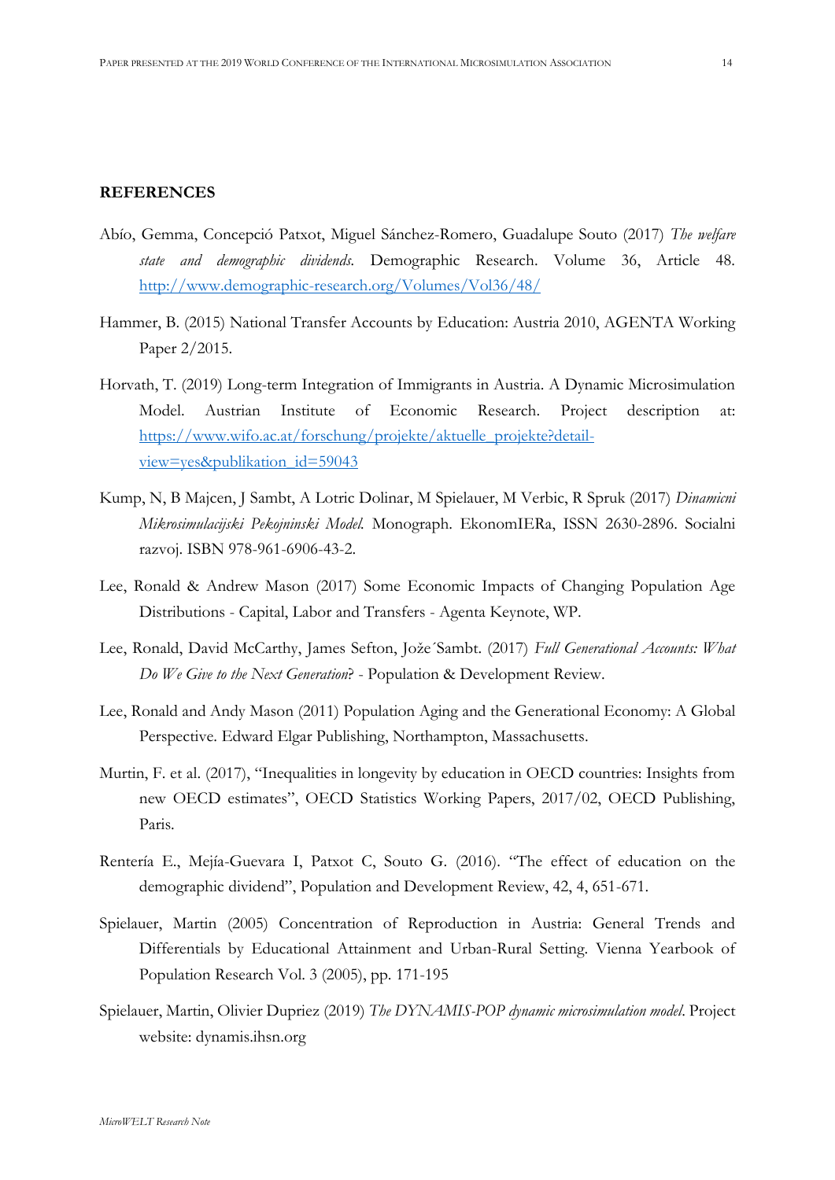**REFERENCES**

Abío, Gemma, Concepció Patxot, Miguel Sánchez-Romero, Guadalupe Souto (2017) *The welfare state and demographic dividends.* Demographic Research. Volume 36, Article 48. http://www.demographic-research.org/Volumes/Vol36/48/

Hammer, B. (2015) National Transfer Accounts by Education: Austria 2010, AGENTA Working Paper 2/2015.

Horvath, T. (2019) Long-term Integration of Immigrants in Austria. A Dynamic Microsimulation Model. Austrian Institute of Economic Research. Project description at: https://www.wifo.ac.at/forschung/projekte/aktuelle_projekte?detail-view=yes&publikation_id=59043

Kump, N, B Majcen, J Sambt, A Lotric Dolinar, M Spielauer, M Verbic, R Spruk (2017) *Dinamicni Mikrosimulacijski Pekojninski Model.* Monograph. EkonomIERa, ISSN 2630-2896. Socialni razvoj. ISBN 978-961-6906-43-2.

Lee, Ronald & Andrew Mason (2017) Some Economic Impacts of Changing Population Age Distributions - Capital, Labor and Transfers - Agenta Keynote, WP.

Lee, Ronald, David McCarthy, James Sefton, Jože´Sambt. (2017) *Full Generational Accounts: What Do We Give to the Next Generation*? - Population & Development Review.

Lee, Ronald and Andy Mason (2011) Population Aging and the Generational Economy: A Global Perspective. Edward Elgar Publishing, Northampton, Massachusetts.

Murtin, F. et al. (2017), "Inequalities in longevity by education in OECD countries: Insights from new OECD estimates", OECD Statistics Working Papers, 2017/02, OECD Publishing, Paris.

Rentería E., Mejía-Guevara I, Patxot C, Souto G. (2016). "The effect of education on the demographic dividend", Population and Development Review, 42, 4, 651-671.

Spielauer, Martin (2005) Concentration of Reproduction in Austria: General Trends and Differentials by Educational Attainment and Urban-Rural Setting. Vienna Yearbook of Population Research Vol. 3 (2005), pp. 171-195

Spielauer, Martin, Olivier Dupriez (2019) *The DYNAMIS-POP dynamic microsimulation model.* Project website: dynamis.ihsn.org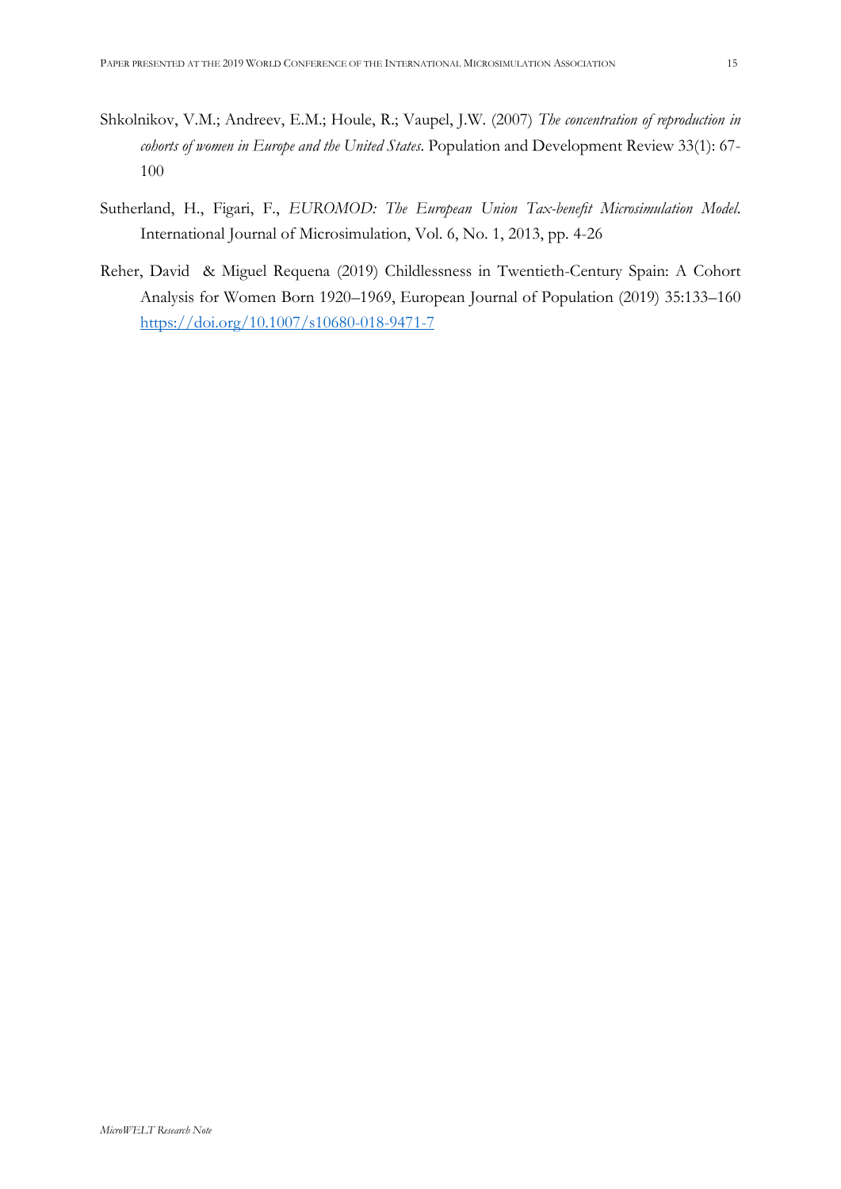Shkolnikov, V.M.; Andreev, E.M.; Houle, R.; Vaupel, J.W. (2007) *The concentration of reproduction in cohorts of women in Europe and the United States.* Population and Development Review 33(1): 67-100

Sutherland, H., Figari, F., *EUROMOD: The European Union Tax-benefit Microsimulation Model.* International Journal of Microsimulation, Vol. 6, No. 1, 2013, pp. 4-26

Reher, David & Miguel Requena (2019) Childlessness in Twentieth-Century Spain: A Cohort Analysis for Women Born 1920–1969, European Journal of Population (2019) 35:133–160 https://doi.org/10.1007/s10680-018-9471-7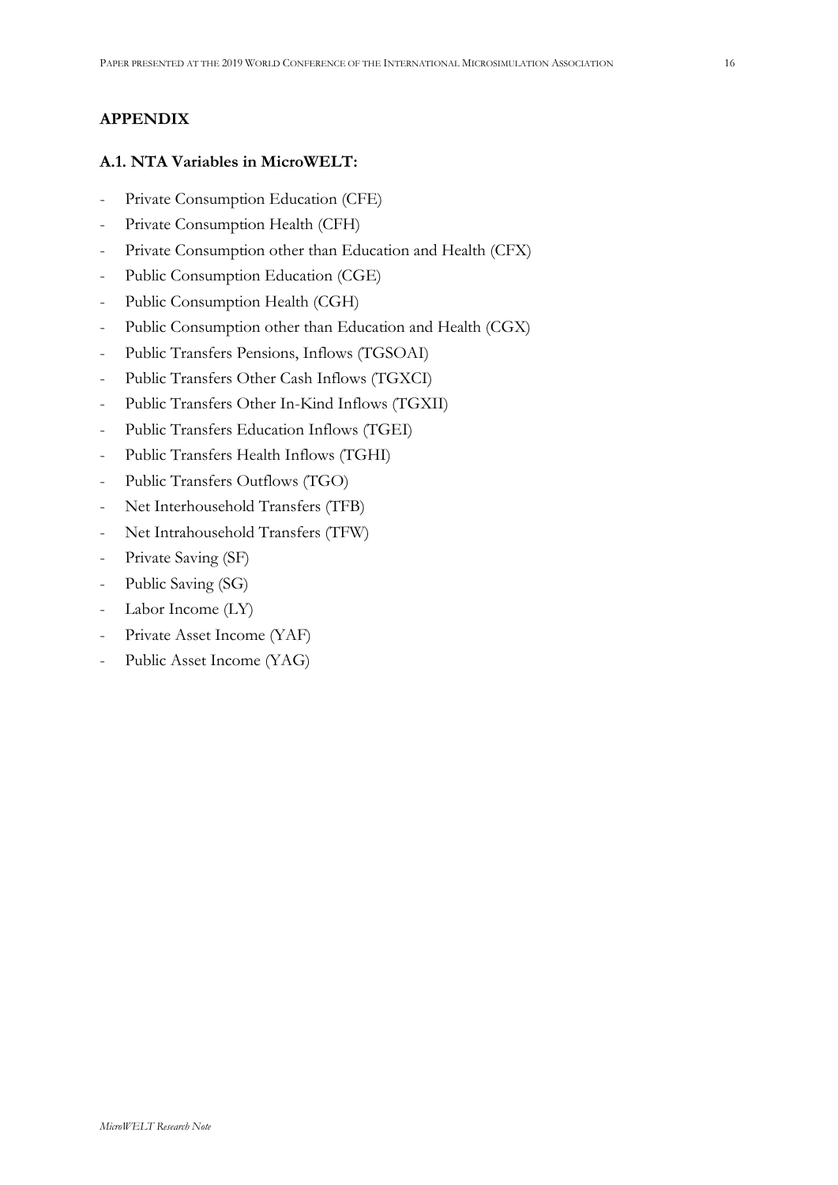## APPENDIX

### A.1. NTA Variables in MicroWELT:

- Private Consumption Education (CFE)
- Private Consumption Health (CFH)
- Private Consumption other than Education and Health (CFX)
- Public Consumption Education (CGE)
- Public Consumption Health (CGH)
- Public Consumption other than Education and Health (CGX)
- Public Transfers Pensions, Inflows (TGSOAI)
- Public Transfers Other Cash Inflows (TGXCI)
- Public Transfers Other In-Kind Inflows (TGXII)
- Public Transfers Education Inflows (TGEI)
- Public Transfers Health Inflows (TGHI)
- Public Transfers Outflows (TGO)
- Net Interhousehold Transfers (TFB)
- Net Intrahousehold Transfers (TFW)
- Private Saving (SF)
- Public Saving (SG)
- Labor Income (LY)
- Private Asset Income (YAF)
- Public Asset Income (YAG)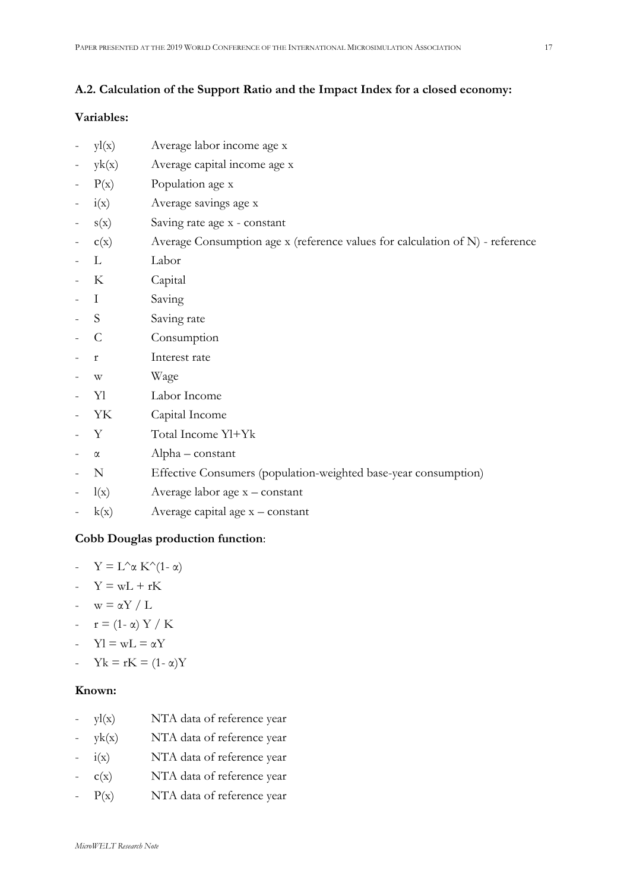### A.2. Calculation of the Support Ratio and the Impact Index for a closed economy:

**Variables:**

- $yl(x)$ Average labor income age x
- $yk(x)$ Average capital income age x
- $P(x)$ Population age x
- $i(x)$ Average savings age x
- $s(x)$ Saving rate age x - constant
- $c(x)$ Average Consumption age x (reference values for calculation of N) - reference
- $L$ Labor
- $K$ Capital
- $I$ Saving
- $S$ Saving rate
- $C$ Consumption
- $r$ Interest rate
- $w$ Wage
- $Yl$ Labor Income
- $YK$ Capital Income
- $Y$ Total Income $Yl+Yk$
- $\alpha$ Alpha – constant
- $N$ Effective Consumers (population-weighted base-year consumption)
- $l(x)$ Average labor age x – constant
- $k(x)$ Average capital age x – constant

**Cobb Douglas production function**:

- $Y = L^\alpha K^{(1-\alpha)}$
- $Y = wL + rK$
- $w = \alpha Y / L$
- $r = (1-\alpha) Y / K$
- $Yl = wL = \alpha Y$
- $Yk = rK = (1-\alpha)Y$

**Known:**

- $yl(x)$ NTA data of reference year
- $yk(x)$ NTA data of reference year
- $i(x)$ NTA data of reference year
- $c(x)$ NTA data of reference year
- $P(x)$ NTA data of reference year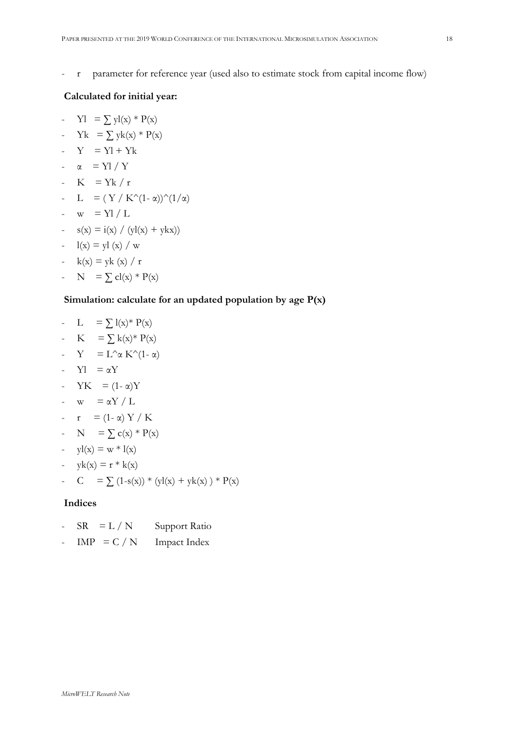- $r$ parameter for reference year (used also to estimate stock from capital income flow)

**Calculated for initial year:**

- $Yl = \sum yl(x) * P(x)$
- $Yk = \sum yk(x) * P(x)$
- $Y = Yl + Yk$
- $\alpha = Yl / Y$
- $K = Yk / r$
- $L = ( Y / K^{(1-\alpha)})^{(1/\alpha)}$
- $w = Yl / L$
- $s(x) = i(x) / (yl(x) + ykx))$
- $l(x) = yl(x) / w$
- $k(x) = yk(x) / r$
- $N = \sum cl(x) * P(x)$

**Simulation: calculate for an updated population by age P(x)**

- $L = \sum l(x) * P(x)$
- $K = \sum k(x) * P(x)$
- $Y = L^{\alpha} K^{(1-\alpha)}$
- $Yl = \alpha Y$
- $YK = (1-\alpha) Y$
- $w = \alpha Y / L$
- $r = (1-\alpha) Y / K$
- $N = \sum c(x) * P(x)$
- $yl(x) = w * l(x)$
- $yk(x) = r * k(x)$
- $C = \sum (1-s(x)) * (yl(x) + yk(x)) * P(x)$

**Indices**

- $SR = L / N$ Support Ratio
- $IMP = C / N$ Impact Index